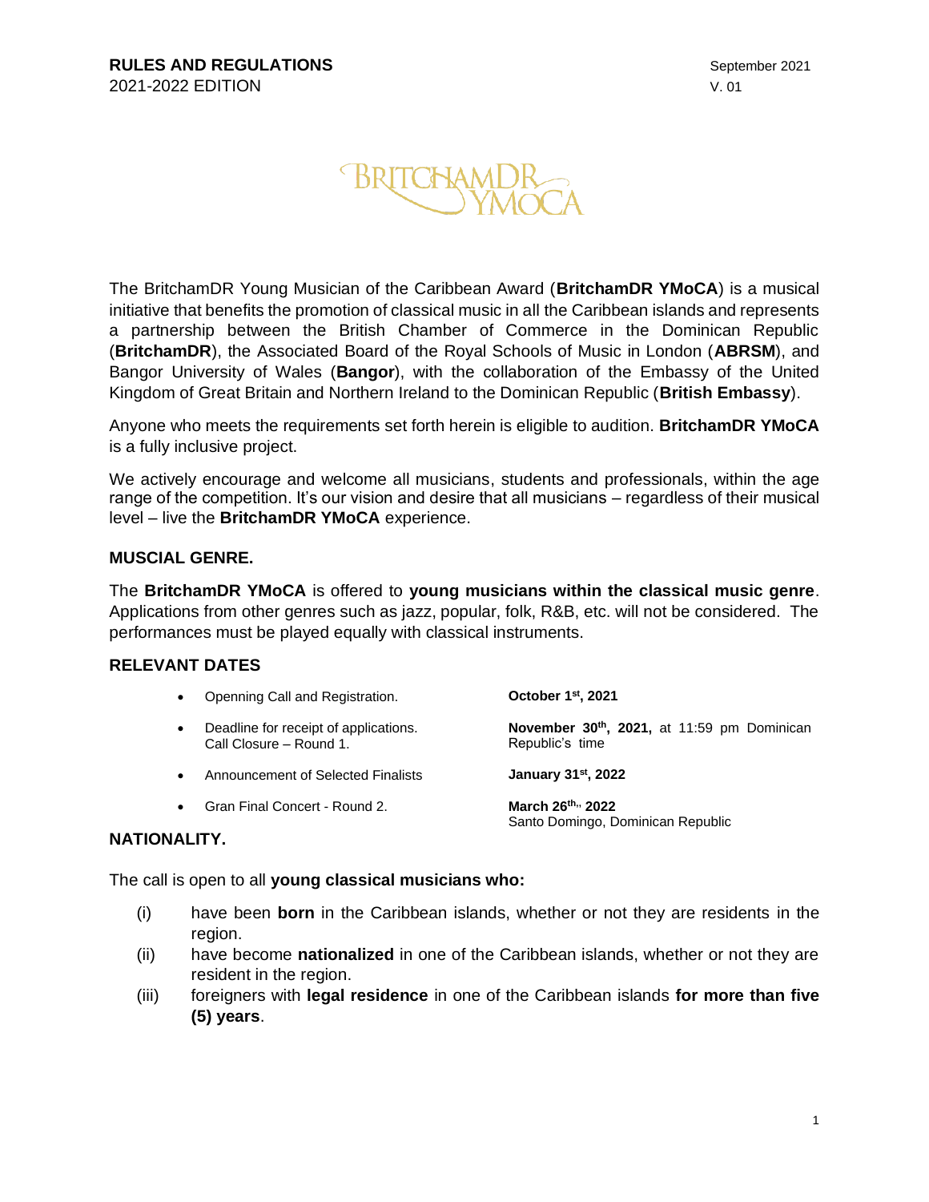**RULES AND REGULATIONS**
2021-2022 EDITION

September 2021
V. 01

The BritchamDR Young Musician of the Caribbean Award (**BritchamDR YMoCA**) is a musical initiative that benefits the promotion of classical music in all the Caribbean islands and represents a partnership between the British Chamber of Commerce in the Dominican Republic (**BritchamDR**), the Associated Board of the Royal Schools of Music in London (**ABRSM**), and Bangor University of Wales (**Bangor**), with the collaboration of the Embassy of the United Kingdom of Great Britain and Northern Ireland to the Dominican Republic (**British Embassy**).

Anyone who meets the requirements set forth herein is eligible to audition. **BritchamDR YMoCA** is a fully inclusive project.

We actively encourage and welcome all musicians, students and professionals, within the age range of the competition. It's our vision and desire that all musicians – regardless of their musical level – live the **BritchamDR YMoCA** experience.

## MUSCIAL GENRE.

The **BritchamDR YMoCA** is offered to **young musicians within the classical music genre**. Applications from other genres such as jazz, popular, folk, R&B, etc. will not be considered. The performances must be played equally with classical instruments.

## RELEVANT DATES

- Openning Call and Registration. — **October 1st, 2021**
- Deadline for receipt of applications. Call Closure – Round 1. — **November 30th, 2021,** at 11:59 pm Dominican Republic's time
- Announcement of Selected Finalists — **January 31st, 2022**
- Gran Final Concert - Round 2. — **March 26th,, 2022** Santo Domingo, Dominican Republic

## NATIONALITY.

The call is open to all **young classical musicians who:**

(i) have been **born** in the Caribbean islands, whether or not they are residents in the region.

(ii) have become **nationalized** in one of the Caribbean islands, whether or not they are resident in the region.

(iii) foreigners with **legal residence** in one of the Caribbean islands **for more than five (5) years**.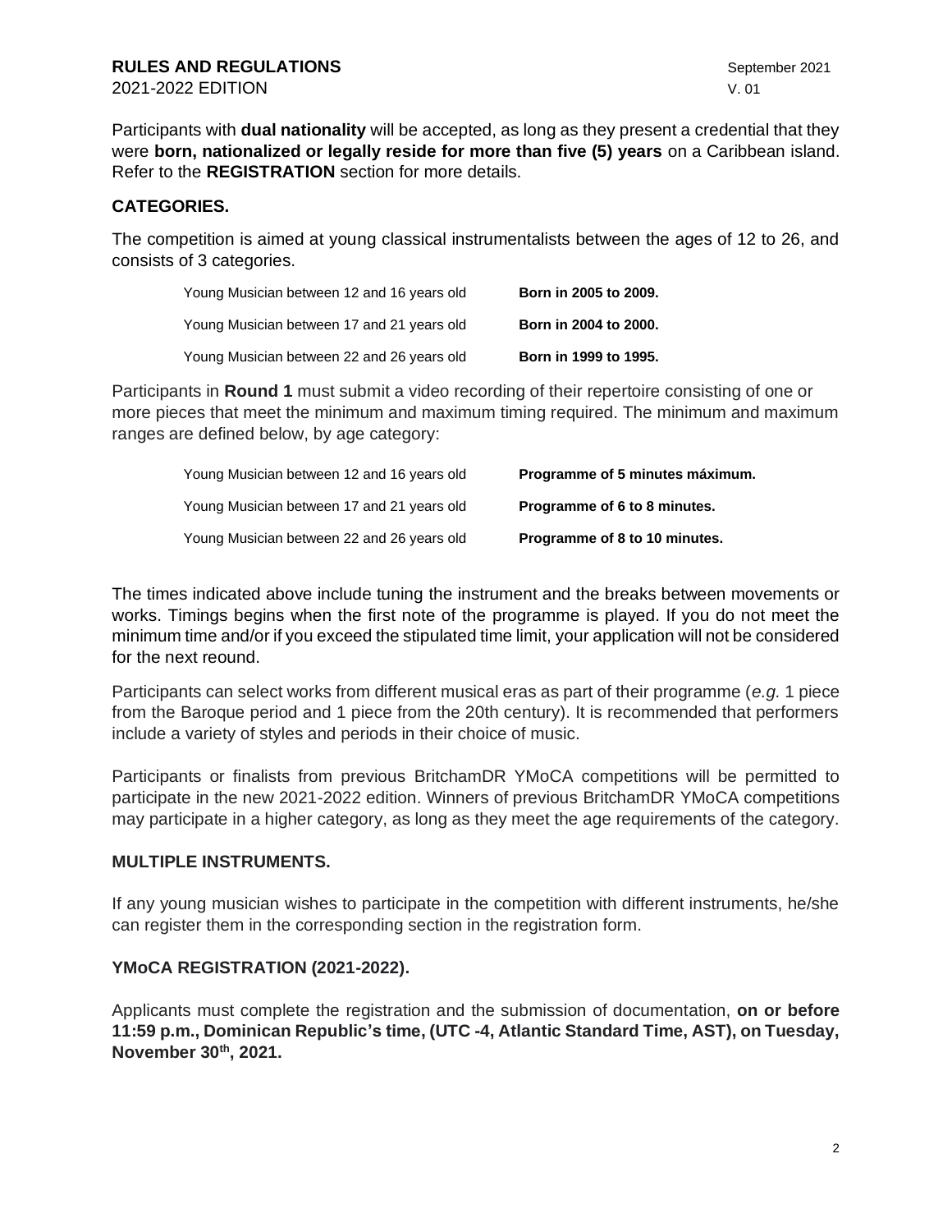Participants with **dual nationality** will be accepted, as long as they present a credential that they were **born, nationalized or legally reside for more than five (5) years** on a Caribbean island. Refer to the **REGISTRATION** section for more details.

## CATEGORIES.

The competition is aimed at young classical instrumentalists between the ages of 12 to 26, and consists of 3 categories.

| | |
|---|---|
| Young Musician between 12 and 16 years old | **Born in 2005 to 2009.** |
| Young Musician between 17 and 21 years old | **Born in 2004 to 2000.** |
| Young Musician between 22 and 26 years old | **Born in 1999 to 1995.** |

Participants in **Round 1** must submit a video recording of their repertoire consisting of one or more pieces that meet the minimum and maximum timing required. The minimum and maximum ranges are defined below, by age category:

| | |
|---|---|
| Young Musician between 12 and 16 years old | **Programme of 5 minutes máximum.** |
| Young Musician between 17 and 21 years old | **Programme of 6 to 8 minutes.** |
| Young Musician between 22 and 26 years old | **Programme of 8 to 10 minutes.** |

The times indicated above include tuning the instrument and the breaks between movements or works. Timings begins when the first note of the programme is played. If you do not meet the minimum time and/or if you exceed the stipulated time limit, your application will not be considered for the next reound.

Participants can select works from different musical eras as part of their programme (*e.g.* 1 piece from the Baroque period and 1 piece from the 20th century). It is recommended that performers include a variety of styles and periods in their choice of music.

Participants or finalists from previous BritchamDR YMoCA competitions will be permitted to participate in the new 2021-2022 edition. Winners of previous BritchamDR YMoCA competitions may participate in a higher category, as long as they meet the age requirements of the category.

## MULTIPLE INSTRUMENTS.

If any young musician wishes to participate in the competition with different instruments, he/she can register them in the corresponding section in the registration form.

## YMoCA REGISTRATION (2021-2022).

Applicants must complete the registration and the submission of documentation, **on or before 11:59 p.m., Dominican Republic's time, (UTC -4, Atlantic Standard Time, AST), on Tuesday, November 30th, 2021.**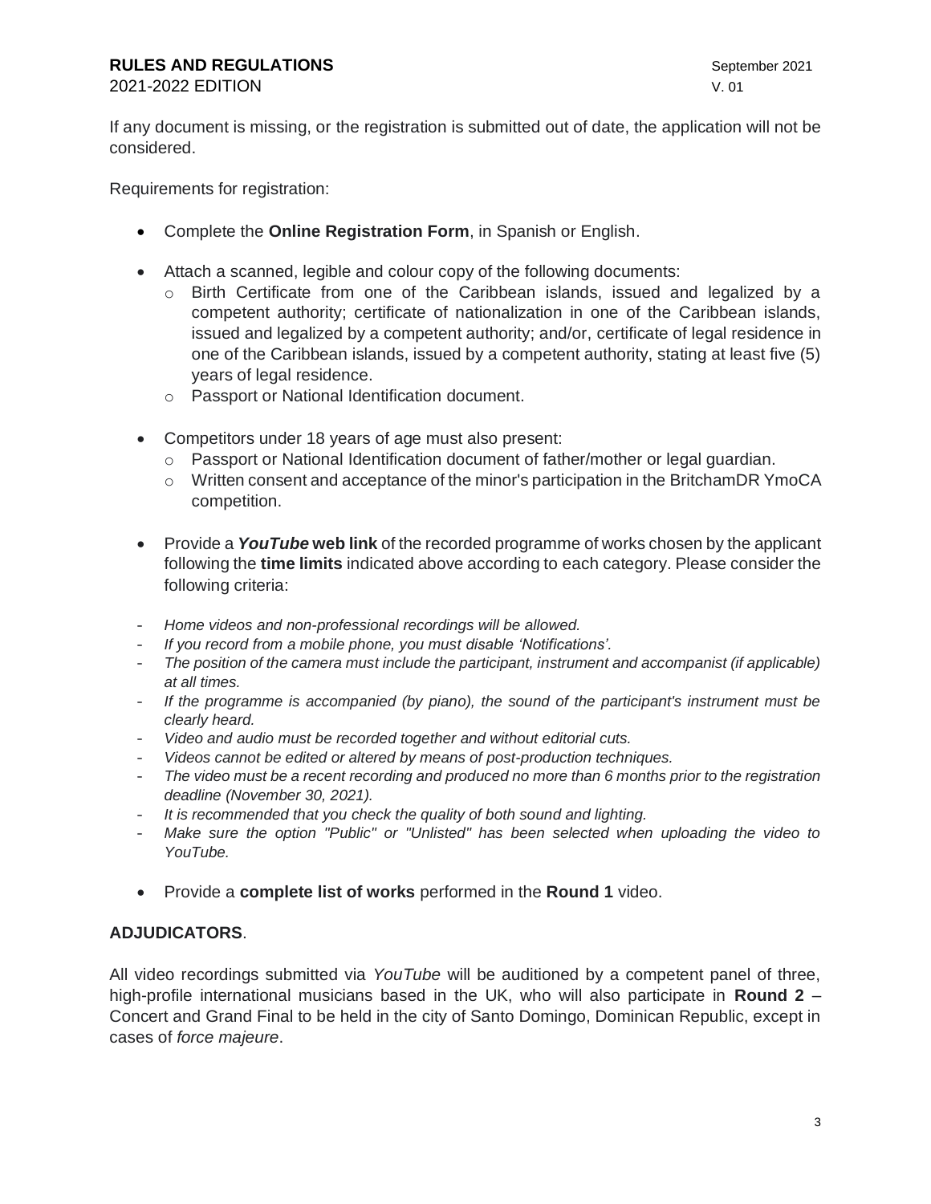If any document is missing, or the registration is submitted out of date, the application will not be considered.

Requirements for registration:

- Complete the **Online Registration Form**, in Spanish or English.

- Attach a scanned, legible and colour copy of the following documents:
  - Birth Certificate from one of the Caribbean islands, issued and legalized by a competent authority; certificate of nationalization in one of the Caribbean islands, issued and legalized by a competent authority; and/or, certificate of legal residence in one of the Caribbean islands, issued by a competent authority, stating at least five (5) years of legal residence.
  - Passport or National Identification document.

- Competitors under 18 years of age must also present:
  - Passport or National Identification document of father/mother or legal guardian.
  - Written consent and acceptance of the minor's participation in the BritchamDR YmoCA competition.

- Provide a ***YouTube* web link** of the recorded programme of works chosen by the applicant following the **time limits** indicated above according to each category. Please consider the following criteria:

- *Home videos and non-professional recordings will be allowed.*
- *If you record from a mobile phone, you must disable 'Notifications'.*
- *The position of the camera must include the participant, instrument and accompanist (if applicable) at all times.*
- *If the programme is accompanied (by piano), the sound of the participant's instrument must be clearly heard.*
- *Video and audio must be recorded together and without editorial cuts.*
- *Videos cannot be edited or altered by means of post-production techniques.*
- *The video must be a recent recording and produced no more than 6 months prior to the registration deadline (November 30, 2021).*
- *It is recommended that you check the quality of both sound and lighting.*
- *Make sure the option "Public" or "Unlisted" has been selected when uploading the video to YouTube.*

- Provide a **complete list of works** performed in the **Round 1** video.

**ADJUDICATORS**.

All video recordings submitted via *YouTube* will be auditioned by a competent panel of three, high-profile international musicians based in the UK, who will also participate in **Round 2** – Concert and Grand Final to be held in the city of Santo Domingo, Dominican Republic, except in cases of *force majeure*.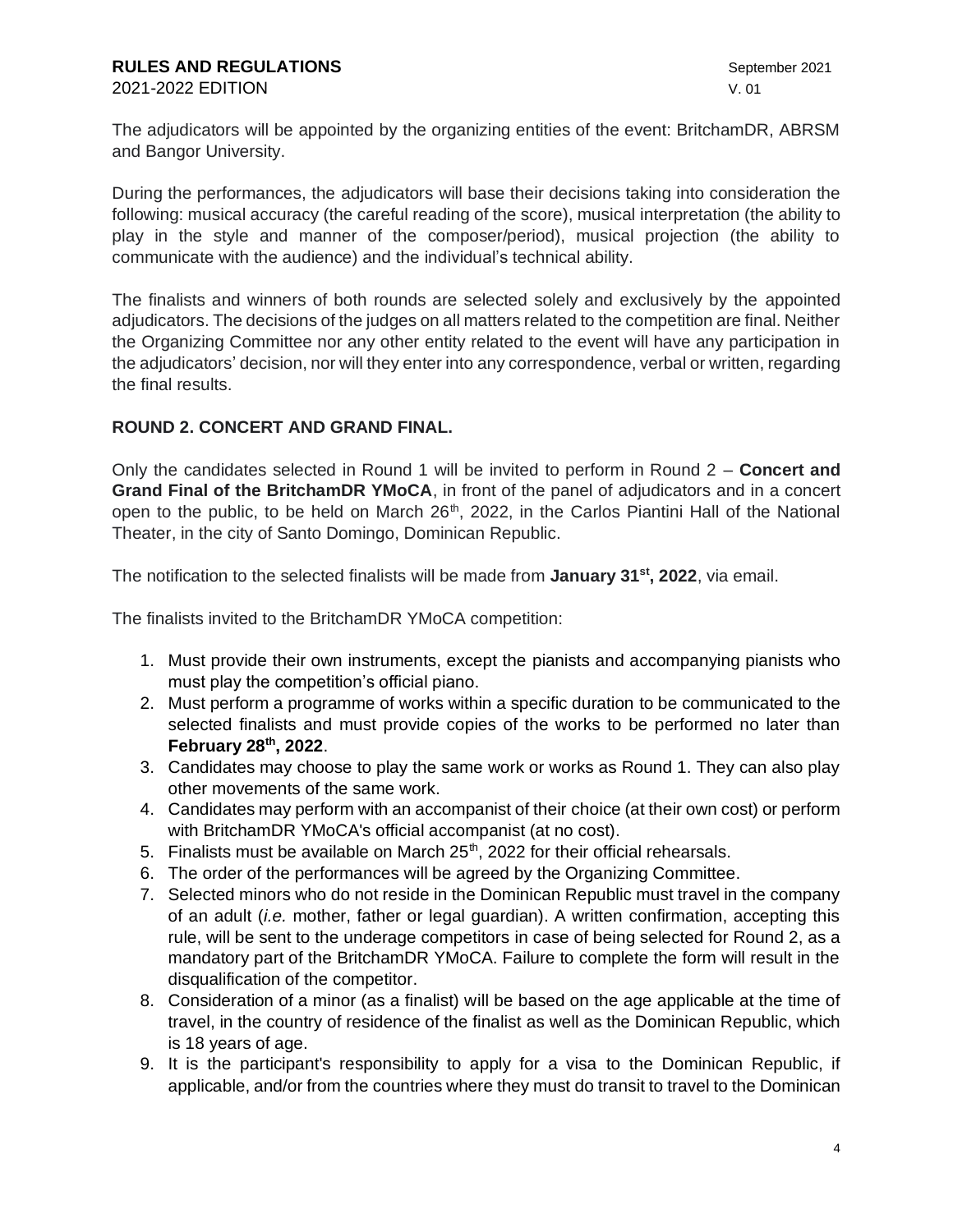The adjudicators will be appointed by the organizing entities of the event: BritchamDR, ABRSM and Bangor University.

During the performances, the adjudicators will base their decisions taking into consideration the following: musical accuracy (the careful reading of the score), musical interpretation (the ability to play in the style and manner of the composer/period), musical projection (the ability to communicate with the audience) and the individual's technical ability.

The finalists and winners of both rounds are selected solely and exclusively by the appointed adjudicators. The decisions of the judges on all matters related to the competition are final. Neither the Organizing Committee nor any other entity related to the event will have any participation in the adjudicators' decision, nor will they enter into any correspondence, verbal or written, regarding the final results.

## ROUND 2. CONCERT AND GRAND FINAL.

Only the candidates selected in Round 1 will be invited to perform in Round 2 – **Concert and Grand Final of the BritchamDR YMoCA**, in front of the panel of adjudicators and in a concert open to the public, to be held on March 26th, 2022, in the Carlos Piantini Hall of the National Theater, in the city of Santo Domingo, Dominican Republic.

The notification to the selected finalists will be made from **January 31st, 2022**, via email.

The finalists invited to the BritchamDR YMoCA competition:

1. Must provide their own instruments, except the pianists and accompanying pianists who must play the competition's official piano.
2. Must perform a programme of works within a specific duration to be communicated to the selected finalists and must provide copies of the works to be performed no later than **February 28th, 2022**.
3. Candidates may choose to play the same work or works as Round 1. They can also play other movements of the same work.
4. Candidates may perform with an accompanist of their choice (at their own cost) or perform with BritchamDR YMoCA's official accompanist (at no cost).
5. Finalists must be available on March 25th, 2022 for their official rehearsals.
6. The order of the performances will be agreed by the Organizing Committee.
7. Selected minors who do not reside in the Dominican Republic must travel in the company of an adult (*i.e.* mother, father or legal guardian). A written confirmation, accepting this rule, will be sent to the underage competitors in case of being selected for Round 2, as a mandatory part of the BritchamDR YMoCA. Failure to complete the form will result in the disqualification of the competitor.
8. Consideration of a minor (as a finalist) will be based on the age applicable at the time of travel, in the country of residence of the finalist as well as the Dominican Republic, which is 18 years of age.
9. It is the participant's responsibility to apply for a visa to the Dominican Republic, if applicable, and/or from the countries where they must do transit to travel to the Dominican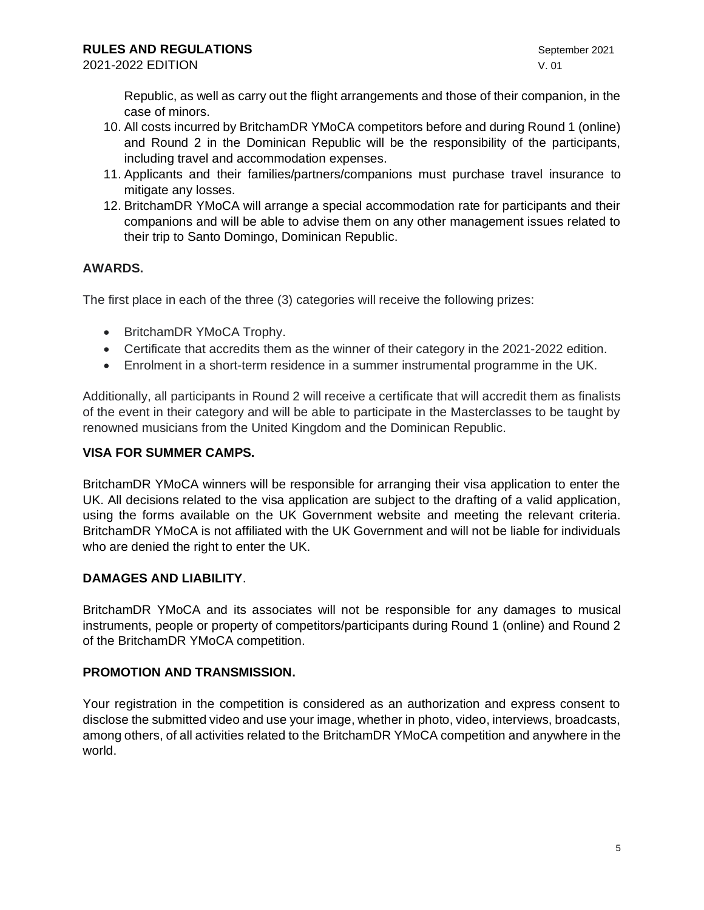Republic, as well as carry out the flight arrangements and those of their companion, in the case of minors.

10. All costs incurred by BritchamDR YMoCA competitors before and during Round 1 (online) and Round 2 in the Dominican Republic will be the responsibility of the participants, including travel and accommodation expenses.
11. Applicants and their families/partners/companions must purchase travel insurance to mitigate any losses.
12. BritchamDR YMoCA will arrange a special accommodation rate for participants and their companions and will be able to advise them on any other management issues related to their trip to Santo Domingo, Dominican Republic.

**AWARDS.**

The first place in each of the three (3) categories will receive the following prizes:

- BritchamDR YMoCA Trophy.
- Certificate that accredits them as the winner of their category in the 2021-2022 edition.
- Enrolment in a short-term residence in a summer instrumental programme in the UK.

Additionally, all participants in Round 2 will receive a certificate that will accredit them as finalists of the event in their category and will be able to participate in the Masterclasses to be taught by renowned musicians from the United Kingdom and the Dominican Republic.

**VISA FOR SUMMER CAMPS.**

BritchamDR YMoCA winners will be responsible for arranging their visa application to enter the UK. All decisions related to the visa application are subject to the drafting of a valid application, using the forms available on the UK Government website and meeting the relevant criteria. BritchamDR YMoCA is not affiliated with the UK Government and will not be liable for individuals who are denied the right to enter the UK.

**DAMAGES AND LIABILITY**.

BritchamDR YMoCA and its associates will not be responsible for any damages to musical instruments, people or property of competitors/participants during Round 1 (online) and Round 2 of the BritchamDR YMoCA competition.

**PROMOTION AND TRANSMISSION.**

Your registration in the competition is considered as an authorization and express consent to disclose the submitted video and use your image, whether in photo, video, interviews, broadcasts, among others, of all activities related to the BritchamDR YMoCA competition and anywhere in the world.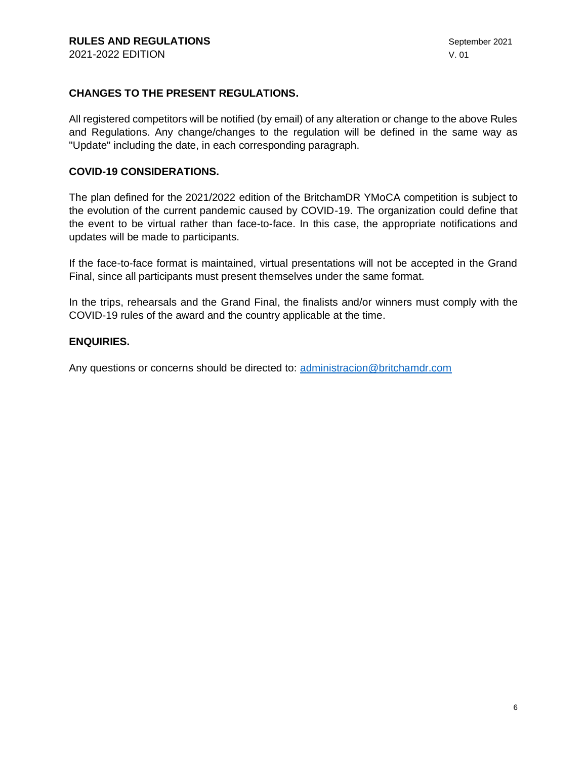## CHANGES TO THE PRESENT REGULATIONS.

All registered competitors will be notified (by email) of any alteration or change to the above Rules and Regulations. Any change/changes to the regulation will be defined in the same way as "Update" including the date, in each corresponding paragraph.

## COVID-19 CONSIDERATIONS.

The plan defined for the 2021/2022 edition of the BritchamDR YMoCA competition is subject to the evolution of the current pandemic caused by COVID-19. The organization could define that the event to be virtual rather than face-to-face. In this case, the appropriate notifications and updates will be made to participants.

If the face-to-face format is maintained, virtual presentations will not be accepted in the Grand Final, since all participants must present themselves under the same format.

In the trips, rehearsals and the Grand Final, the finalists and/or winners must comply with the COVID-19 rules of the award and the country applicable at the time.

## ENQUIRIES.

Any questions or concerns should be directed to: [administracion@britchamdr.com](mailto:administracion@britchamdr.com)